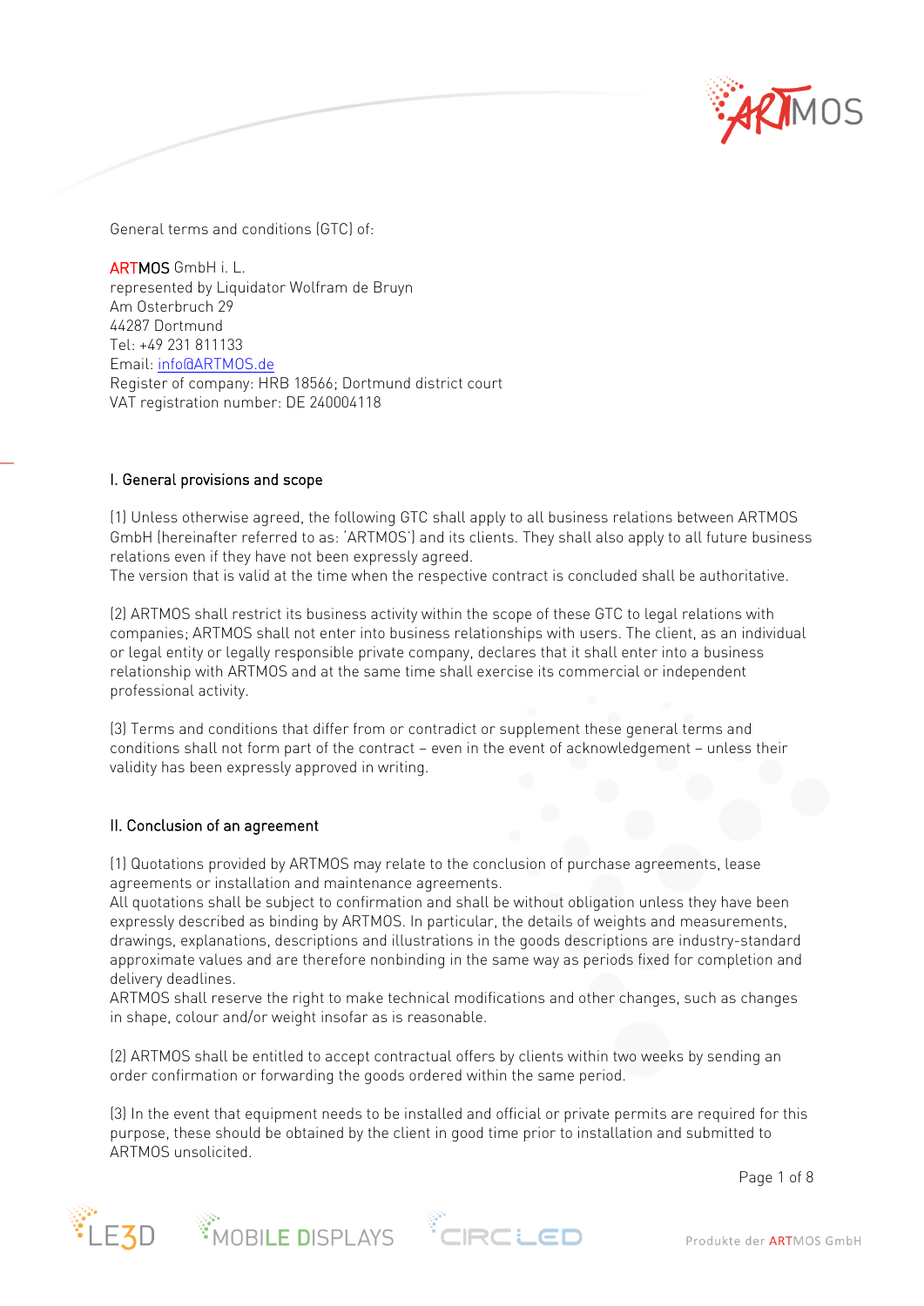General terms and conditions (GTC) of:

ARTMOS GmbH i. L.
represented by Liquidator Wolfram de Bruyn
Am Osterbruch 29
44287 Dortmund
Tel: +49 231 811133
Email: info@ARTMOS.de
Register of company: HRB 18566; Dortmund district court
VAT registration number: DE 240004118

## I. General provisions and scope

(1) Unless otherwise agreed, the following GTC shall apply to all business relations between ARTMOS GmbH (hereinafter referred to as: 'ARTMOS') and its clients. They shall also apply to all future business relations even if they have not been expressly agreed.
The version that is valid at the time when the respective contract is concluded shall be authoritative.

(2) ARTMOS shall restrict its business activity within the scope of these GTC to legal relations with companies; ARTMOS shall not enter into business relationships with users. The client, as an individual or legal entity or legally responsible private company, declares that it shall enter into a business relationship with ARTMOS and at the same time shall exercise its commercial or independent professional activity.

(3) Terms and conditions that differ from or contradict or supplement these general terms and conditions shall not form part of the contract – even in the event of acknowledgement – unless their validity has been expressly approved in writing.

## II. Conclusion of an agreement

(1) Quotations provided by ARTMOS may relate to the conclusion of purchase agreements, lease agreements or installation and maintenance agreements.
All quotations shall be subject to confirmation and shall be without obligation unless they have been expressly described as binding by ARTMOS. In particular, the details of weights and measurements, drawings, explanations, descriptions and illustrations in the goods descriptions are industry-standard approximate values and are therefore nonbinding in the same way as periods fixed for completion and delivery deadlines.
ARTMOS shall reserve the right to make technical modifications and other changes, such as changes in shape, colour and/or weight insofar as is reasonable.

(2) ARTMOS shall be entitled to accept contractual offers by clients within two weeks by sending an order confirmation or forwarding the goods ordered within the same period.

(3) In the event that equipment needs to be installed and official or private permits are required for this purpose, these should be obtained by the client in good time prior to installation and submitted to ARTMOS unsolicited.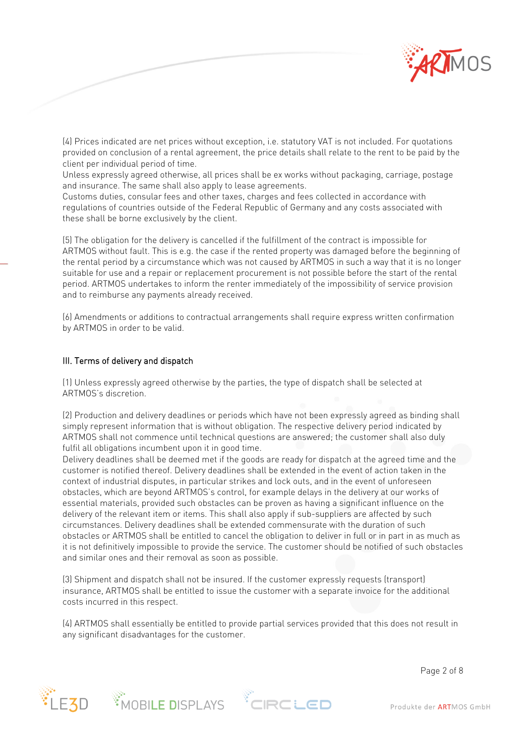(4) Prices indicated are net prices without exception, i.e. statutory VAT is not included. For quotations provided on conclusion of a rental agreement, the price details shall relate to the rent to be paid by the client per individual period of time.
Unless expressly agreed otherwise, all prices shall be ex works without packaging, carriage, postage and insurance. The same shall also apply to lease agreements.
Customs duties, consular fees and other taxes, charges and fees collected in accordance with regulations of countries outside of the Federal Republic of Germany and any costs associated with these shall be borne exclusively by the client.

(5) The obligation for the delivery is cancelled if the fulfillment of the contract is impossible for ARTMOS without fault. This is e.g. the case if the rented property was damaged before the beginning of the rental period by a circumstance which was not caused by ARTMOS in such a way that it is no longer suitable for use and a repair or replacement procurement is not possible before the start of the rental period. ARTMOS undertakes to inform the renter immediately of the impossibility of service provision and to reimburse any payments already received.

(6) Amendments or additions to contractual arrangements shall require express written confirmation by ARTMOS in order to be valid.

## III. Terms of delivery and dispatch

(1) Unless expressly agreed otherwise by the parties, the type of dispatch shall be selected at ARTMOS's discretion.

(2) Production and delivery deadlines or periods which have not been expressly agreed as binding shall simply represent information that is without obligation. The respective delivery period indicated by ARTMOS shall not commence until technical questions are answered; the customer shall also duly fulfil all obligations incumbent upon it in good time.
Delivery deadlines shall be deemed met if the goods are ready for dispatch at the agreed time and the customer is notified thereof. Delivery deadlines shall be extended in the event of action taken in the context of industrial disputes, in particular strikes and lock outs, and in the event of unforeseen obstacles, which are beyond ARTMOS's control, for example delays in the delivery at our works of essential materials, provided such obstacles can be proven as having a significant influence on the delivery of the relevant item or items. This shall also apply if sub-suppliers are affected by such circumstances. Delivery deadlines shall be extended commensurate with the duration of such obstacles or ARTMOS shall be entitled to cancel the obligation to deliver in full or in part in as much as it is not definitively impossible to provide the service. The customer should be notified of such obstacles and similar ones and their removal as soon as possible.

(3) Shipment and dispatch shall not be insured. If the customer expressly requests (transport) insurance, ARTMOS shall be entitled to issue the customer with a separate invoice for the additional costs incurred in this respect.

(4) ARTMOS shall essentially be entitled to provide partial services provided that this does not result in any significant disadvantages for the customer.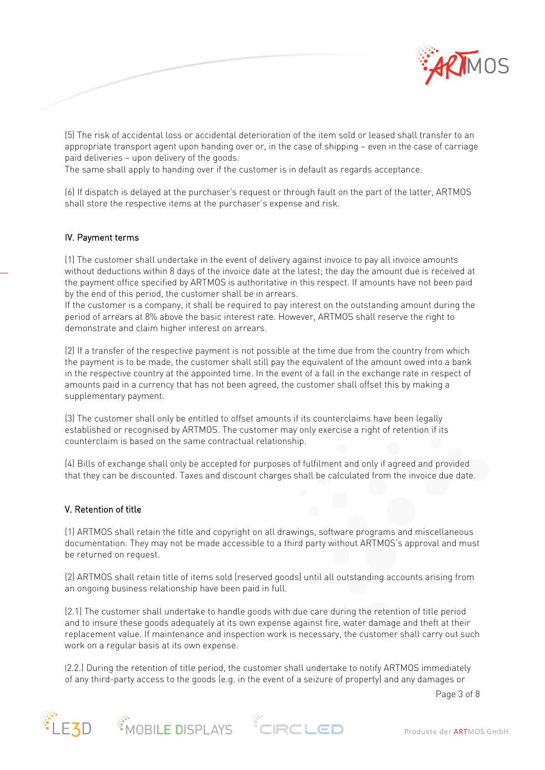(5) The risk of accidental loss or accidental deterioration of the item sold or leased shall transfer to an appropriate transport agent upon handing over or, in the case of shipping – even in the case of carriage paid deliveries – upon delivery of the goods.
The same shall apply to handing over if the customer is in default as regards acceptance.

(6) If dispatch is delayed at the purchaser's request or through fault on the part of the latter, ARTMOS shall store the respective items at the purchaser's expense and risk.

## IV. Payment terms

(1) The customer shall undertake in the event of delivery against invoice to pay all invoice amounts without deductions within 8 days of the invoice date at the latest; the day the amount due is received at the payment office specified by ARTMOS is authoritative in this respect. If amounts have not been paid by the end of this period, the customer shall be in arrears.
If the customer is a company, it shall be required to pay interest on the outstanding amount during the period of arrears at 8% above the basic interest rate. However, ARTMOS shall reserve the right to demonstrate and claim higher interest on arrears.

(2) If a transfer of the respective payment is not possible at the time due from the country from which the payment is to be made, the customer shall still pay the equivalent of the amount owed into a bank in the respective country at the appointed time. In the event of a fall in the exchange rate in respect of amounts paid in a currency that has not been agreed, the customer shall offset this by making a supplementary payment.

(3) The customer shall only be entitled to offset amounts if its counterclaims have been legally established or recognised by ARTMOS. The customer may only exercise a right of retention if its counterclaim is based on the same contractual relationship.

(4) Bills of exchange shall only be accepted for purposes of fulfilment and only if agreed and provided that they can be discounted. Taxes and discount charges shall be calculated from the invoice due date.

## V. Retention of title

(1) ARTMOS shall retain the title and copyright on all drawings, software programs and miscellaneous documentation. They may not be made accessible to a third party without ARTMOS's approval and must be returned on request.

(2) ARTMOS shall retain title of items sold (reserved goods) until all outstanding accounts arising from an ongoing business relationship have been paid in full.

(2.1) The customer shall undertake to handle goods with due care during the retention of title period and to insure these goods adequately at its own expense against fire, water damage and theft at their replacement value. If maintenance and inspection work is necessary, the customer shall carry out such work on a regular basis at its own expense.

(2.2.) During the retention of title period, the customer shall undertake to notify ARTMOS immediately of any third-party access to the goods (e.g. in the event of a seizure of property) and any damages or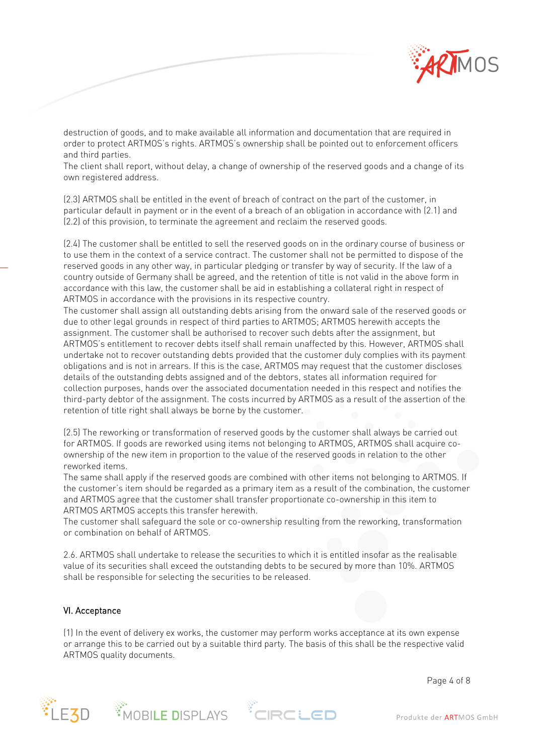destruction of goods, and to make available all information and documentation that are required in order to protect ARTMOS's rights. ARTMOS's ownership shall be pointed out to enforcement officers and third parties.
The client shall report, without delay, a change of ownership of the reserved goods and a change of its own registered address.

(2.3) ARTMOS shall be entitled in the event of breach of contract on the part of the customer, in particular default in payment or in the event of a breach of an obligation in accordance with (2.1) and (2.2) of this provision, to terminate the agreement and reclaim the reserved goods.

(2.4) The customer shall be entitled to sell the reserved goods on in the ordinary course of business or to use them in the context of a service contract. The customer shall not be permitted to dispose of the reserved goods in any other way, in particular pledging or transfer by way of security. If the law of a country outside of Germany shall be agreed, and the retention of title is not valid in the above form in accordance with this law, the customer shall be aid in establishing a collateral right in respect of ARTMOS in accordance with the provisions in its respective country.
The customer shall assign all outstanding debts arising from the onward sale of the reserved goods or due to other legal grounds in respect of third parties to ARTMOS; ARTMOS herewith accepts the assignment. The customer shall be authorised to recover such debts after the assignment, but ARTMOS's entitlement to recover debts itself shall remain unaffected by this. However, ARTMOS shall undertake not to recover outstanding debts provided that the customer duly complies with its payment obligations and is not in arrears. If this is the case, ARTMOS may request that the customer discloses details of the outstanding debts assigned and of the debtors, states all information required for collection purposes, hands over the associated documentation needed in this respect and notifies the third-party debtor of the assignment. The costs incurred by ARTMOS as a result of the assertion of the retention of title right shall always be borne by the customer.

(2.5) The reworking or transformation of reserved goods by the customer shall always be carried out for ARTMOS. If goods are reworked using items not belonging to ARTMOS, ARTMOS shall acquire co-ownership of the new item in proportion to the value of the reserved goods in relation to the other reworked items.
The same shall apply if the reserved goods are combined with other items not belonging to ARTMOS. If the customer's item should be regarded as a primary item as a result of the combination, the customer and ARTMOS agree that the customer shall transfer proportionate co-ownership in this item to ARTMOS ARTMOS accepts this transfer herewith.
The customer shall safeguard the sole or co-ownership resulting from the reworking, transformation or combination on behalf of ARTMOS.

2.6. ARTMOS shall undertake to release the securities to which it is entitled insofar as the realisable value of its securities shall exceed the outstanding debts to be secured by more than 10%. ARTMOS shall be responsible for selecting the securities to be released.

## VI. Acceptance

(1) In the event of delivery ex works, the customer may perform works acceptance at its own expense or arrange this to be carried out by a suitable third party. The basis of this shall be the respective valid ARTMOS quality documents.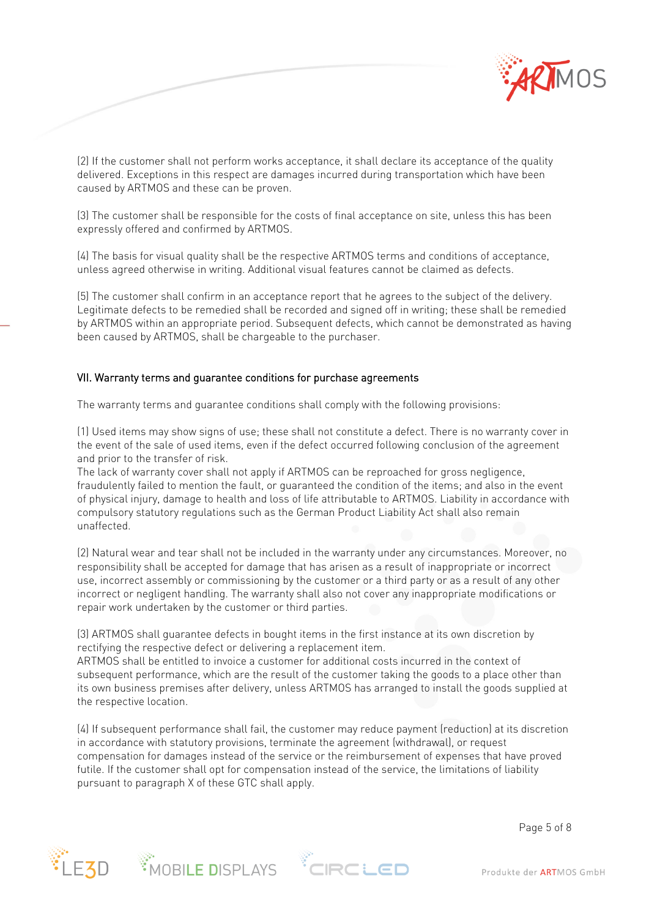(2) If the customer shall not perform works acceptance, it shall declare its acceptance of the quality delivered. Exceptions in this respect are damages incurred during transportation which have been caused by ARTMOS and these can be proven.

(3) The customer shall be responsible for the costs of final acceptance on site, unless this has been expressly offered and confirmed by ARTMOS.

(4) The basis for visual quality shall be the respective ARTMOS terms and conditions of acceptance, unless agreed otherwise in writing. Additional visual features cannot be claimed as defects.

(5) The customer shall confirm in an acceptance report that he agrees to the subject of the delivery. Legitimate defects to be remedied shall be recorded and signed off in writing; these shall be remedied by ARTMOS within an appropriate period. Subsequent defects, which cannot be demonstrated as having been caused by ARTMOS, shall be chargeable to the purchaser.

## VII. Warranty terms and guarantee conditions for purchase agreements

The warranty terms and guarantee conditions shall comply with the following provisions:

(1) Used items may show signs of use; these shall not constitute a defect. There is no warranty cover in the event of the sale of used items, even if the defect occurred following conclusion of the agreement and prior to the transfer of risk.
The lack of warranty cover shall not apply if ARTMOS can be reproached for gross negligence, fraudulently failed to mention the fault, or guaranteed the condition of the items; and also in the event of physical injury, damage to health and loss of life attributable to ARTMOS. Liability in accordance with compulsory statutory regulations such as the German Product Liability Act shall also remain unaffected.

(2) Natural wear and tear shall not be included in the warranty under any circumstances. Moreover, no responsibility shall be accepted for damage that has arisen as a result of inappropriate or incorrect use, incorrect assembly or commissioning by the customer or a third party or as a result of any other incorrect or negligent handling. The warranty shall also not cover any inappropriate modifications or repair work undertaken by the customer or third parties.

(3) ARTMOS shall guarantee defects in bought items in the first instance at its own discretion by rectifying the respective defect or delivering a replacement item.
ARTMOS shall be entitled to invoice a customer for additional costs incurred in the context of subsequent performance, which are the result of the customer taking the goods to a place other than its own business premises after delivery, unless ARTMOS has arranged to install the goods supplied at the respective location.

(4) If subsequent performance shall fail, the customer may reduce payment (reduction) at its discretion in accordance with statutory provisions, terminate the agreement (withdrawal), or request compensation for damages instead of the service or the reimbursement of expenses that have proved futile. If the customer shall opt for compensation instead of the service, the limitations of liability pursuant to paragraph X of these GTC shall apply.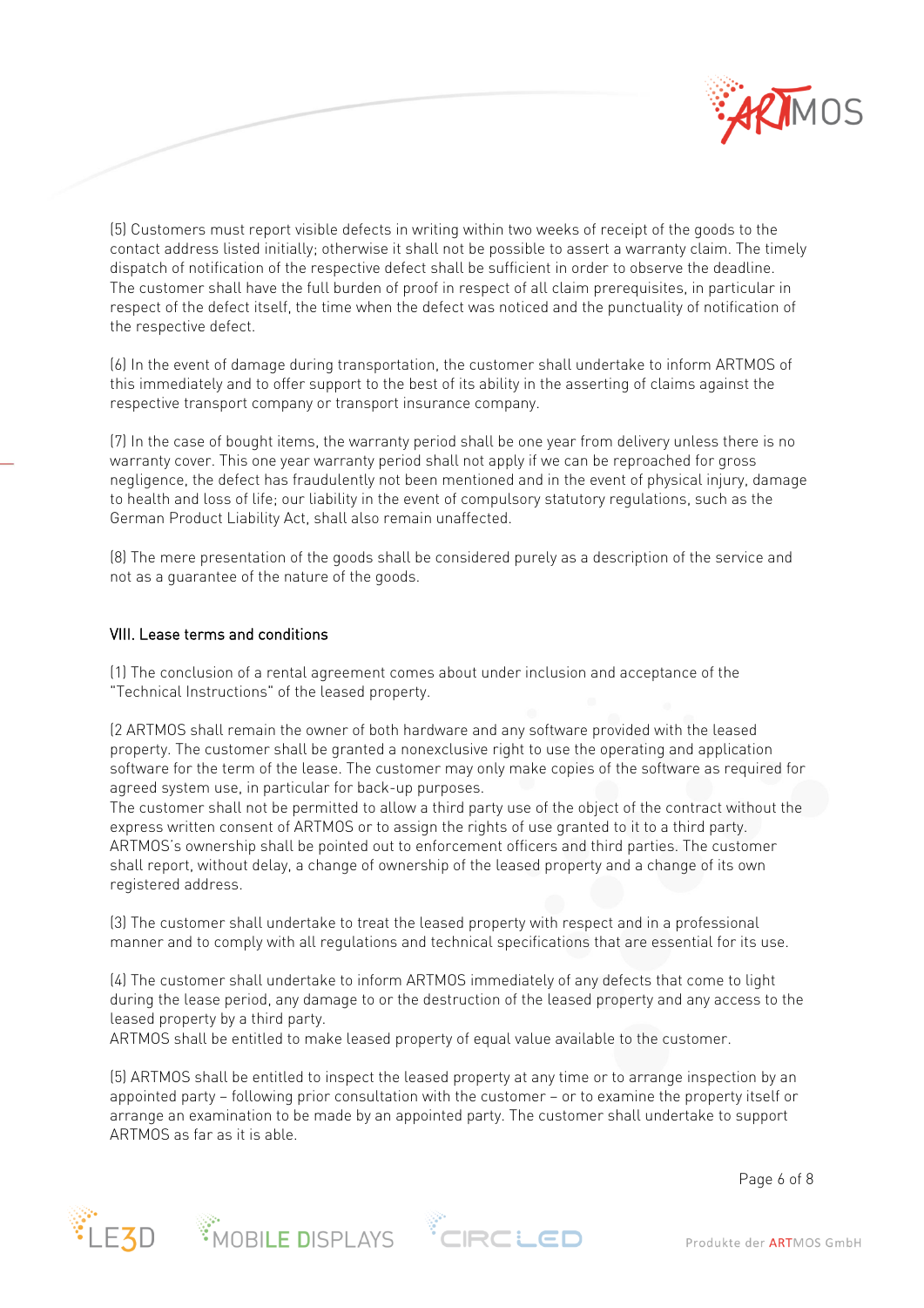(5) Customers must report visible defects in writing within two weeks of receipt of the goods to the contact address listed initially; otherwise it shall not be possible to assert a warranty claim. The timely dispatch of notification of the respective defect shall be sufficient in order to observe the deadline. The customer shall have the full burden of proof in respect of all claim prerequisites, in particular in respect of the defect itself, the time when the defect was noticed and the punctuality of notification of the respective defect.

(6) In the event of damage during transportation, the customer shall undertake to inform ARTMOS of this immediately and to offer support to the best of its ability in the asserting of claims against the respective transport company or transport insurance company.

(7) In the case of bought items, the warranty period shall be one year from delivery unless there is no warranty cover. This one year warranty period shall not apply if we can be reproached for gross negligence, the defect has fraudulently not been mentioned and in the event of physical injury, damage to health and loss of life; our liability in the event of compulsory statutory regulations, such as the German Product Liability Act, shall also remain unaffected.

(8) The mere presentation of the goods shall be considered purely as a description of the service and not as a guarantee of the nature of the goods.

## VIII. Lease terms and conditions

(1) The conclusion of a rental agreement comes about under inclusion and acceptance of the "Technical Instructions" of the leased property.

(2 ARTMOS shall remain the owner of both hardware and any software provided with the leased property. The customer shall be granted a nonexclusive right to use the operating and application software for the term of the lease. The customer may only make copies of the software as required for agreed system use, in particular for back-up purposes.
The customer shall not be permitted to allow a third party use of the object of the contract without the express written consent of ARTMOS or to assign the rights of use granted to it to a third party. ARTMOS's ownership shall be pointed out to enforcement officers and third parties. The customer shall report, without delay, a change of ownership of the leased property and a change of its own registered address.

(3) The customer shall undertake to treat the leased property with respect and in a professional manner and to comply with all regulations and technical specifications that are essential for its use.

(4) The customer shall undertake to inform ARTMOS immediately of any defects that come to light during the lease period, any damage to or the destruction of the leased property and any access to the leased property by a third party.
ARTMOS shall be entitled to make leased property of equal value available to the customer.

(5) ARTMOS shall be entitled to inspect the leased property at any time or to arrange inspection by an appointed party – following prior consultation with the customer – or to examine the property itself or arrange an examination to be made by an appointed party. The customer shall undertake to support ARTMOS as far as it is able.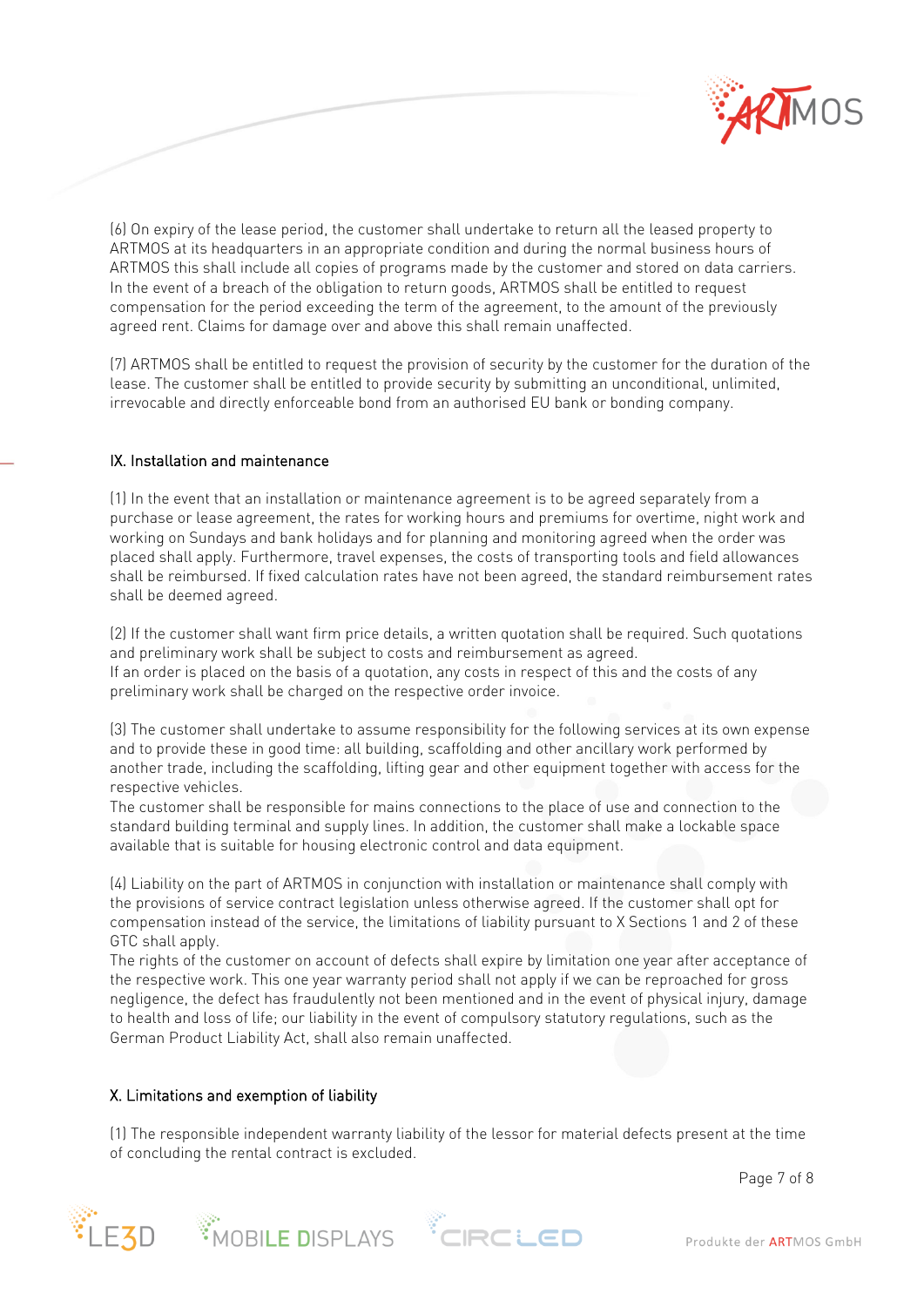(6) On expiry of the lease period, the customer shall undertake to return all the leased property to ARTMOS at its headquarters in an appropriate condition and during the normal business hours of ARTMOS this shall include all copies of programs made by the customer and stored on data carriers. In the event of a breach of the obligation to return goods, ARTMOS shall be entitled to request compensation for the period exceeding the term of the agreement, to the amount of the previously agreed rent. Claims for damage over and above this shall remain unaffected.

(7) ARTMOS shall be entitled to request the provision of security by the customer for the duration of the lease. The customer shall be entitled to provide security by submitting an unconditional, unlimited, irrevocable and directly enforceable bond from an authorised EU bank or bonding company.

## IX. Installation and maintenance

(1) In the event that an installation or maintenance agreement is to be agreed separately from a purchase or lease agreement, the rates for working hours and premiums for overtime, night work and working on Sundays and bank holidays and for planning and monitoring agreed when the order was placed shall apply. Furthermore, travel expenses, the costs of transporting tools and field allowances shall be reimbursed. If fixed calculation rates have not been agreed, the standard reimbursement rates shall be deemed agreed.

(2) If the customer shall want firm price details, a written quotation shall be required. Such quotations and preliminary work shall be subject to costs and reimbursement as agreed.
If an order is placed on the basis of a quotation, any costs in respect of this and the costs of any preliminary work shall be charged on the respective order invoice.

(3) The customer shall undertake to assume responsibility for the following services at its own expense and to provide these in good time: all building, scaffolding and other ancillary work performed by another trade, including the scaffolding, lifting gear and other equipment together with access for the respective vehicles.
The customer shall be responsible for mains connections to the place of use and connection to the standard building terminal and supply lines. In addition, the customer shall make a lockable space available that is suitable for housing electronic control and data equipment.

(4) Liability on the part of ARTMOS in conjunction with installation or maintenance shall comply with the provisions of service contract legislation unless otherwise agreed. If the customer shall opt for compensation instead of the service, the limitations of liability pursuant to X Sections 1 and 2 of these GTC shall apply.
The rights of the customer on account of defects shall expire by limitation one year after acceptance of the respective work. This one year warranty period shall not apply if we can be reproached for gross negligence, the defect has fraudulently not been mentioned and in the event of physical injury, damage to health and loss of life; our liability in the event of compulsory statutory regulations, such as the German Product Liability Act, shall also remain unaffected.

## X. Limitations and exemption of liability

(1) The responsible independent warranty liability of the lessor for material defects present at the time of concluding the rental contract is excluded.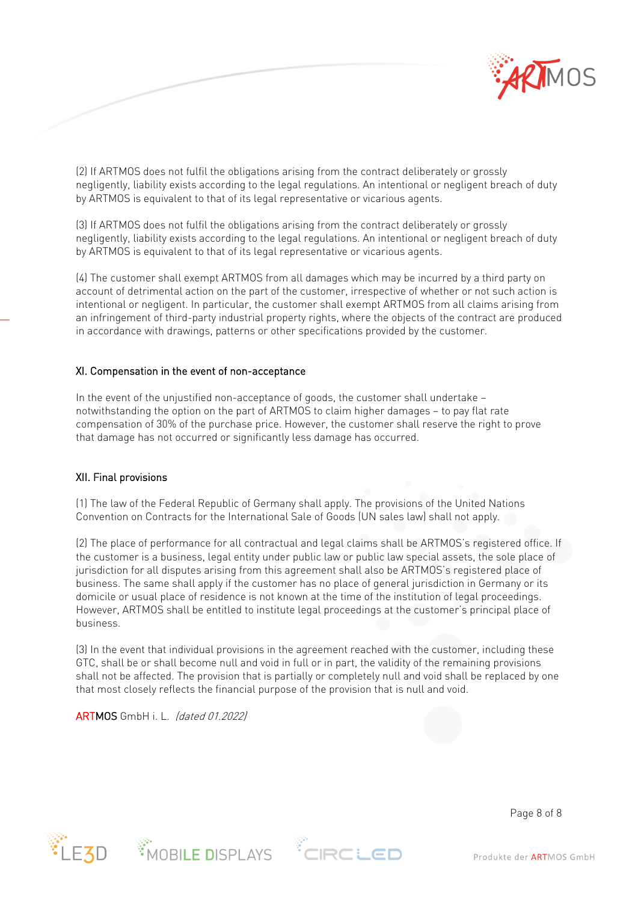(2) If ARTMOS does not fulfil the obligations arising from the contract deliberately or grossly negligently, liability exists according to the legal regulations. An intentional or negligent breach of duty by ARTMOS is equivalent to that of its legal representative or vicarious agents.

(3) If ARTMOS does not fulfil the obligations arising from the contract deliberately or grossly negligently, liability exists according to the legal regulations. An intentional or negligent breach of duty by ARTMOS is equivalent to that of its legal representative or vicarious agents.

(4) The customer shall exempt ARTMOS from all damages which may be incurred by a third party on account of detrimental action on the part of the customer, irrespective of whether or not such action is intentional or negligent. In particular, the customer shall exempt ARTMOS from all claims arising from an infringement of third-party industrial property rights, where the objects of the contract are produced in accordance with drawings, patterns or other specifications provided by the customer.

## XI. Compensation in the event of non-acceptance

In the event of the unjustified non-acceptance of goods, the customer shall undertake – notwithstanding the option on the part of ARTMOS to claim higher damages – to pay flat rate compensation of 30% of the purchase price. However, the customer shall reserve the right to prove that damage has not occurred or significantly less damage has occurred.

## XII. Final provisions

(1) The law of the Federal Republic of Germany shall apply. The provisions of the United Nations Convention on Contracts for the International Sale of Goods (UN sales law) shall not apply.

(2) The place of performance for all contractual and legal claims shall be ARTMOS's registered office. If the customer is a business, legal entity under public law or public law special assets, the sole place of jurisdiction for all disputes arising from this agreement shall also be ARTMOS's registered place of business. The same shall apply if the customer has no place of general jurisdiction in Germany or its domicile or usual place of residence is not known at the time of the institution of legal proceedings. However, ARTMOS shall be entitled to institute legal proceedings at the customer's principal place of business.

(3) In the event that individual provisions in the agreement reached with the customer, including these GTC, shall be or shall become null and void in full or in part, the validity of the remaining provisions shall not be affected. The provision that is partially or completely null and void shall be replaced by one that most closely reflects the financial purpose of the provision that is null and void.

ARTMOS GmbH i. L. *(dated 01.2022)*